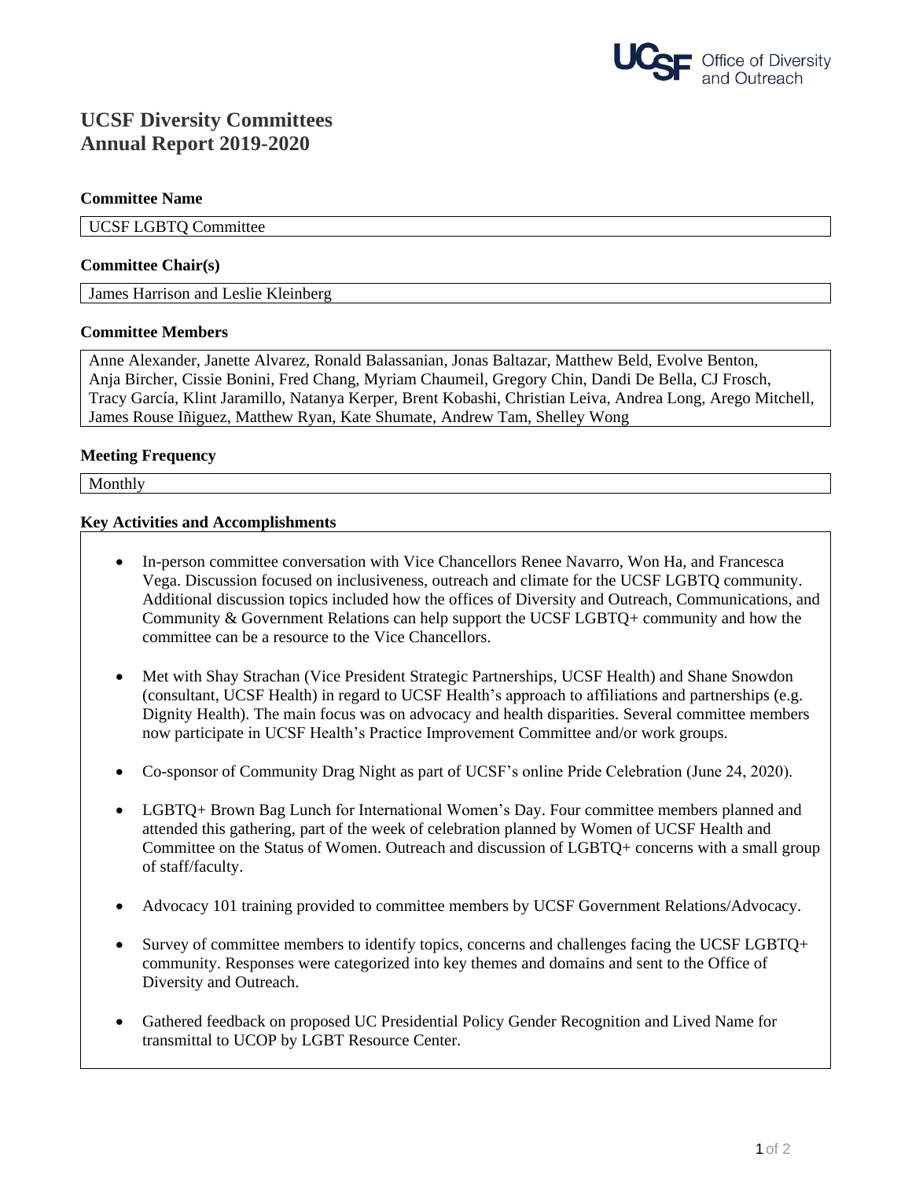# UCSF Diversity Committees
# Annual Report 2019-2020

**Committee Name**

UCSF LGBTQ Committee

**Committee Chair(s)**

James Harrison and Leslie Kleinberg

**Committee Members**

Anne Alexander, Janette Alvarez, Ronald Balassanian, Jonas Baltazar, Matthew Beld, Evolve Benton, Anja Bircher, Cissie Bonini, Fred Chang, Myriam Chaumeil, Gregory Chin, Dandi De Bella, CJ Frosch, Tracy García, Klint Jaramillo, Natanya Kerper, Brent Kobashi, Christian Leiva, Andrea Long, Arego Mitchell, James Rouse Iñiguez, Matthew Ryan, Kate Shumate, Andrew Tam, Shelley Wong

**Meeting Frequency**

Monthly

**Key Activities and Accomplishments**

- In-person committee conversation with Vice Chancellors Renee Navarro, Won Ha, and Francesca Vega. Discussion focused on inclusiveness, outreach and climate for the UCSF LGBTQ community. Additional discussion topics included how the offices of Diversity and Outreach, Communications, and Community & Government Relations can help support the UCSF LGBTQ+ community and how the committee can be a resource to the Vice Chancellors.
- Met with Shay Strachan (Vice President Strategic Partnerships, UCSF Health) and Shane Snowdon (consultant, UCSF Health) in regard to UCSF Health's approach to affiliations and partnerships (e.g. Dignity Health). The main focus was on advocacy and health disparities. Several committee members now participate in UCSF Health's Practice Improvement Committee and/or work groups.
- Co-sponsor of Community Drag Night as part of UCSF's online Pride Celebration (June 24, 2020).
- LGBTQ+ Brown Bag Lunch for International Women's Day. Four committee members planned and attended this gathering, part of the week of celebration planned by Women of UCSF Health and Committee on the Status of Women. Outreach and discussion of LGBTQ+ concerns with a small group of staff/faculty.
- Advocacy 101 training provided to committee members by UCSF Government Relations/Advocacy.
- Survey of committee members to identify topics, concerns and challenges facing the UCSF LGBTQ+ community. Responses were categorized into key themes and domains and sent to the Office of Diversity and Outreach.
- Gathered feedback on proposed UC Presidential Policy Gender Recognition and Lived Name for transmittal to UCOP by LGBT Resource Center.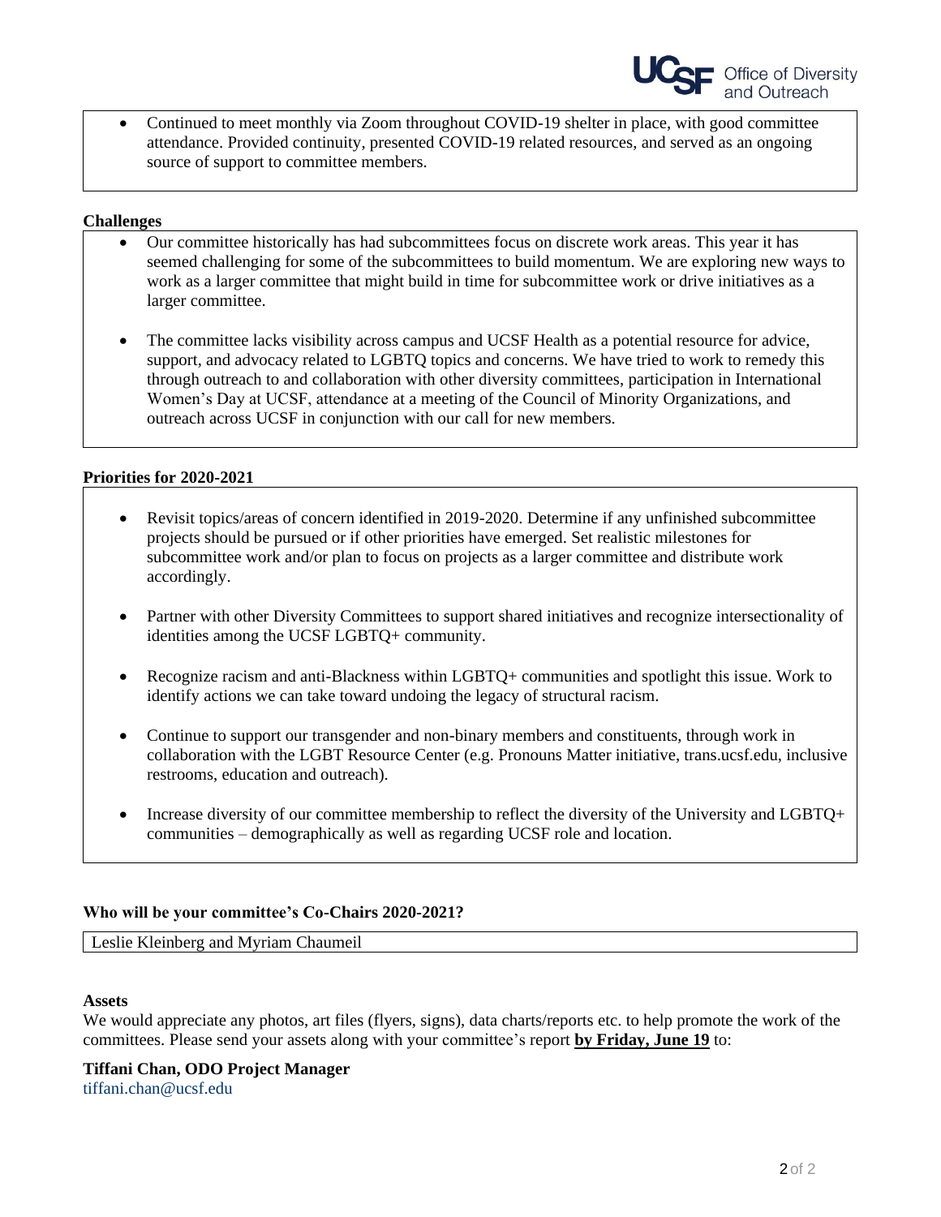- Continued to meet monthly via Zoom throughout COVID-19 shelter in place, with good committee attendance. Provided continuity, presented COVID-19 related resources, and served as an ongoing source of support to committee members.

**Challenges**

- Our committee historically has had subcommittees focus on discrete work areas. This year it has seemed challenging for some of the subcommittees to build momentum. We are exploring new ways to work as a larger committee that might build in time for subcommittee work or drive initiatives as a larger committee.
- The committee lacks visibility across campus and UCSF Health as a potential resource for advice, support, and advocacy related to LGBTQ topics and concerns. We have tried to work to remedy this through outreach to and collaboration with other diversity committees, participation in International Women's Day at UCSF, attendance at a meeting of the Council of Minority Organizations, and outreach across UCSF in conjunction with our call for new members.

**Priorities for 2020-2021**

- Revisit topics/areas of concern identified in 2019-2020. Determine if any unfinished subcommittee projects should be pursued or if other priorities have emerged. Set realistic milestones for subcommittee work and/or plan to focus on projects as a larger committee and distribute work accordingly.
- Partner with other Diversity Committees to support shared initiatives and recognize intersectionality of identities among the UCSF LGBTQ+ community.
- Recognize racism and anti-Blackness within LGBTQ+ communities and spotlight this issue. Work to identify actions we can take toward undoing the legacy of structural racism.
- Continue to support our transgender and non-binary members and constituents, through work in collaboration with the LGBT Resource Center (e.g. Pronouns Matter initiative, trans.ucsf.edu, inclusive restrooms, education and outreach).
- Increase diversity of our committee membership to reflect the diversity of the University and LGBTQ+ communities – demographically as well as regarding UCSF role and location.

**Who will be your committee's Co-Chairs 2020-2021?**

Leslie Kleinberg and Myriam Chaumeil

**Assets**

We would appreciate any photos, art files (flyers, signs), data charts/reports etc. to help promote the work of the committees. Please send your assets along with your committee's report **by Friday, June 19** to:

**Tiffani Chan, ODO Project Manager**
tiffani.chan@ucsf.edu